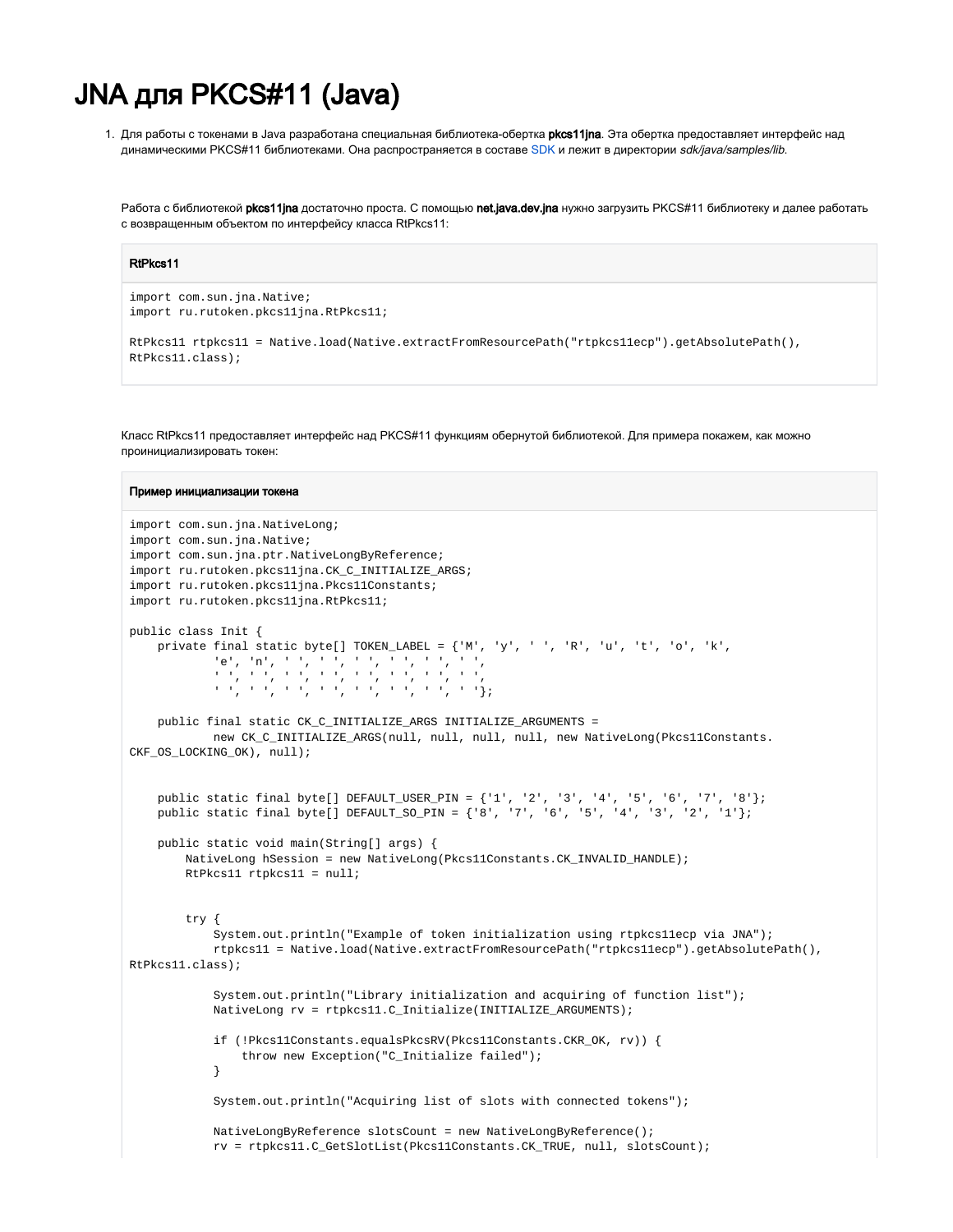# JNA для PKCS#11 (Java)

1. Для работы с токенами в Java разработана специальная библиотека-обертка **pkcs11jna**. Эта обертка предоставляет интерфейс над динамическими PKCS#11 библиотеками. Она распространяется в составе SDK и лежит в директории *sdk/java/samples/lib*.

Работа с библиотекой **pkcs11jna** достаточно проста. С помощью **net.java.dev.jna** нужно загрузить PKCS#11 библиотеку и далее работать с возвращенным объектом по интерфейсу класса RtPkcs11:

**RtPkcs11**

```
import com.sun.jna.Native;
import ru.rutoken.pkcs11jna.RtPkcs11;

RtPkcs11 rtpkcs11 = Native.load(Native.extractFromResourcePath("rtpkcs11ecp").getAbsolutePath(),
RtPkcs11.class);
```

Класс RtPkcs11 предоставляет интерфейс над PKCS#11 функциям обернутой библиотекой. Для примера покажем, как можно проинициализировать токен:

**Пример инициализации токена**

```
import com.sun.jna.NativeLong;
import com.sun.jna.Native;
import com.sun.jna.ptr.NativeLongByReference;
import ru.rutoken.pkcs11jna.CK_C_INITIALIZE_ARGS;
import ru.rutoken.pkcs11jna.Pkcs11Constants;
import ru.rutoken.pkcs11jna.RtPkcs11;

public class Init {
    private final static byte[] TOKEN_LABEL = {'M', 'y', ' ', 'R', 'u', 't', 'o', 'k',
            'e', 'n', ' ', ' ', ' ', ' ', ' ', ' ',
            ' ', ' ', ' ', ' ', ' ', ' ', ' ', ' ',
            ' ', ' ', ' ', ' ', ' ', ' ', ' ', ' '};

    public final static CK_C_INITIALIZE_ARGS INITIALIZE_ARGUMENTS =
            new CK_C_INITIALIZE_ARGS(null, null, null, null, new NativeLong(Pkcs11Constants.
CKF_OS_LOCKING_OK), null);


    public static final byte[] DEFAULT_USER_PIN = {'1', '2', '3', '4', '5', '6', '7', '8'};
    public static final byte[] DEFAULT_SO_PIN = {'8', '7', '6', '5', '4', '3', '2', '1'};

    public static void main(String[] args) {
        NativeLong hSession = new NativeLong(Pkcs11Constants.CK_INVALID_HANDLE);
        RtPkcs11 rtpkcs11 = null;


        try {
            System.out.println("Example of token initialization using rtpkcs11ecp via JNA");
            rtpkcs11 = Native.load(Native.extractFromResourcePath("rtpkcs11ecp").getAbsolutePath(),
RtPkcs11.class);

            System.out.println("Library initialization and acquiring of function list");
            NativeLong rv = rtpkcs11.C_Initialize(INITIALIZE_ARGUMENTS);

            if (!Pkcs11Constants.equalsPkcsRV(Pkcs11Constants.CKR_OK, rv)) {
                throw new Exception("C_Initialize failed");
            }

            System.out.println("Acquiring list of slots with connected tokens");

            NativeLongByReference slotsCount = new NativeLongByReference();
            rv = rtpkcs11.C_GetSlotList(Pkcs11Constants.CK_TRUE, null, slotsCount);
```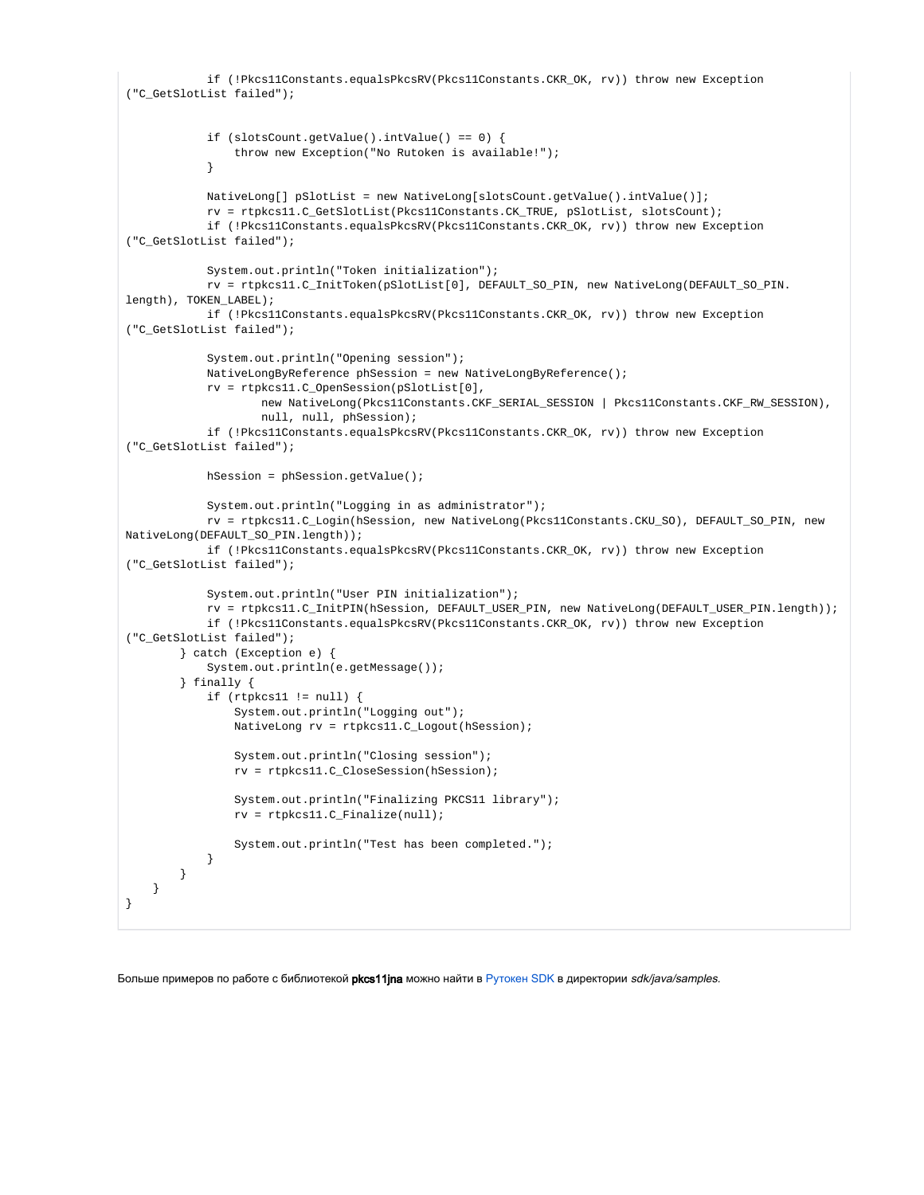```
            if (!Pkcs11Constants.equalsPkcsRV(Pkcs11Constants.CKR_OK, rv)) throw new Exception
("C_GetSlotList failed");


            if (slotsCount.getValue().intValue() == 0) {
                throw new Exception("No Rutoken is available!");
            }

            NativeLong[] pSlotList = new NativeLong[slotsCount.getValue().intValue()];
            rv = rtpkcs11.C_GetSlotList(Pkcs11Constants.CK_TRUE, pSlotList, slotsCount);
            if (!Pkcs11Constants.equalsPkcsRV(Pkcs11Constants.CKR_OK, rv)) throw new Exception
("C_GetSlotList failed");

            System.out.println("Token initialization");
            rv = rtpkcs11.C_InitToken(pSlotList[0], DEFAULT_SO_PIN, new NativeLong(DEFAULT_SO_PIN.
length), TOKEN_LABEL);
            if (!Pkcs11Constants.equalsPkcsRV(Pkcs11Constants.CKR_OK, rv)) throw new Exception
("C_GetSlotList failed");

            System.out.println("Opening session");
            NativeLongByReference phSession = new NativeLongByReference();
            rv = rtpkcs11.C_OpenSession(pSlotList[0],
                    new NativeLong(Pkcs11Constants.CKF_SERIAL_SESSION | Pkcs11Constants.CKF_RW_SESSION),
                    null, null, phSession);
            if (!Pkcs11Constants.equalsPkcsRV(Pkcs11Constants.CKR_OK, rv)) throw new Exception
("C_GetSlotList failed");

            hSession = phSession.getValue();

            System.out.println("Logging in as administrator");
            rv = rtpkcs11.C_Login(hSession, new NativeLong(Pkcs11Constants.CKU_SO), DEFAULT_SO_PIN, new
NativeLong(DEFAULT_SO_PIN.length));
            if (!Pkcs11Constants.equalsPkcsRV(Pkcs11Constants.CKR_OK, rv)) throw new Exception
("C_GetSlotList failed");

            System.out.println("User PIN initialization");
            rv = rtpkcs11.C_InitPIN(hSession, DEFAULT_USER_PIN, new NativeLong(DEFAULT_USER_PIN.length));
            if (!Pkcs11Constants.equalsPkcsRV(Pkcs11Constants.CKR_OK, rv)) throw new Exception
("C_GetSlotList failed");
        } catch (Exception e) {
            System.out.println(e.getMessage());
        } finally {
            if (rtpkcs11 != null) {
                System.out.println("Logging out");
                NativeLong rv = rtpkcs11.C_Logout(hSession);

                System.out.println("Closing session");
                rv = rtpkcs11.C_CloseSession(hSession);

                System.out.println("Finalizing PKCS11 library");
                rv = rtpkcs11.C_Finalize(null);

                System.out.println("Test has been completed.");
            }
        }
    }
}
```

Больше примеров по работе с библиотекой **pkcs11jna** можно найти в Рутокен SDK в директории *sdk/java/samples*.